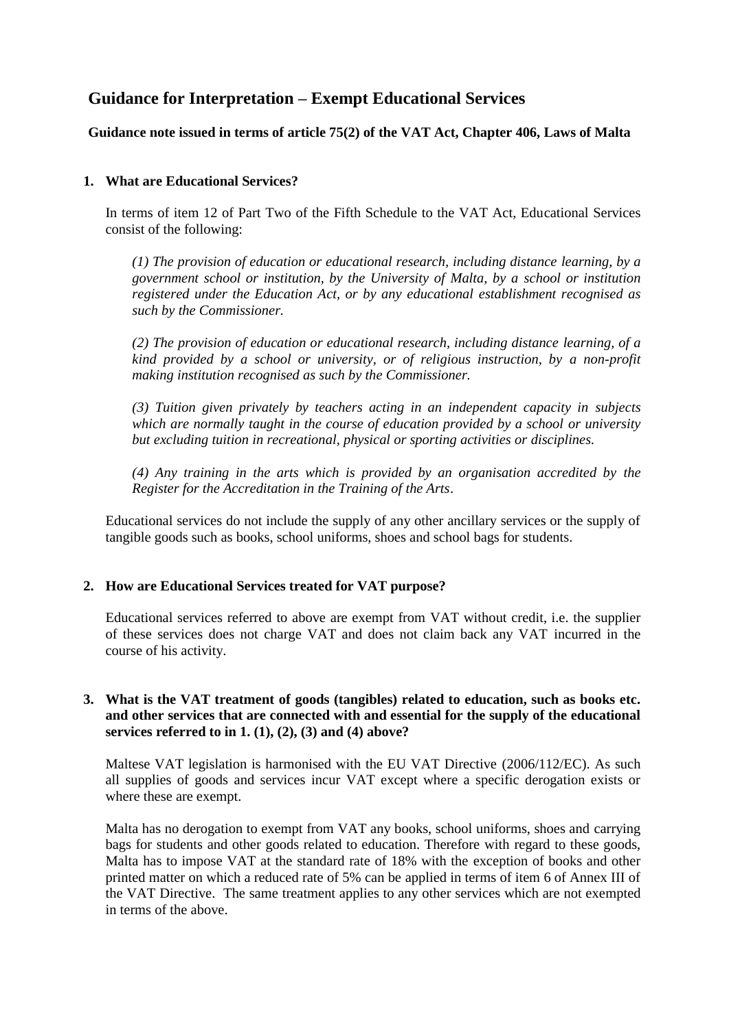# Guidance for Interpretation – Exempt Educational Services

**Guidance note issued in terms of article 75(2) of the VAT Act, Chapter 406, Laws of Malta**

## 1. What are Educational Services?

In terms of item 12 of Part Two of the Fifth Schedule to the VAT Act, Educational Services consist of the following:

*(1) The provision of education or educational research, including distance learning, by a government school or institution, by the University of Malta, by a school or institution registered under the Education Act, or by any educational establishment recognised as such by the Commissioner.*

*(2) The provision of education or educational research, including distance learning, of a kind provided by a school or university, or of religious instruction, by a non-profit making institution recognised as such by the Commissioner.*

*(3) Tuition given privately by teachers acting in an independent capacity in subjects which are normally taught in the course of education provided by a school or university but excluding tuition in recreational, physical or sporting activities or disciplines.*

*(4) Any training in the arts which is provided by an organisation accredited by the Register for the Accreditation in the Training of the Arts*.

Educational services do not include the supply of any other ancillary services or the supply of tangible goods such as books, school uniforms, shoes and school bags for students.

## 2. How are Educational Services treated for VAT purpose?

Educational services referred to above are exempt from VAT without credit, i.e. the supplier of these services does not charge VAT and does not claim back any VAT incurred in the course of his activity.

## 3. What is the VAT treatment of goods (tangibles) related to education, such as books etc. and other services that are connected with and essential for the supply of the educational services referred to in 1. (1), (2), (3) and (4) above?

Maltese VAT legislation is harmonised with the EU VAT Directive (2006/112/EC). As such all supplies of goods and services incur VAT except where a specific derogation exists or where these are exempt.

Malta has no derogation to exempt from VAT any books, school uniforms, shoes and carrying bags for students and other goods related to education. Therefore with regard to these goods, Malta has to impose VAT at the standard rate of 18% with the exception of books and other printed matter on which a reduced rate of 5% can be applied in terms of item 6 of Annex III of the VAT Directive. The same treatment applies to any other services which are not exempted in terms of the above.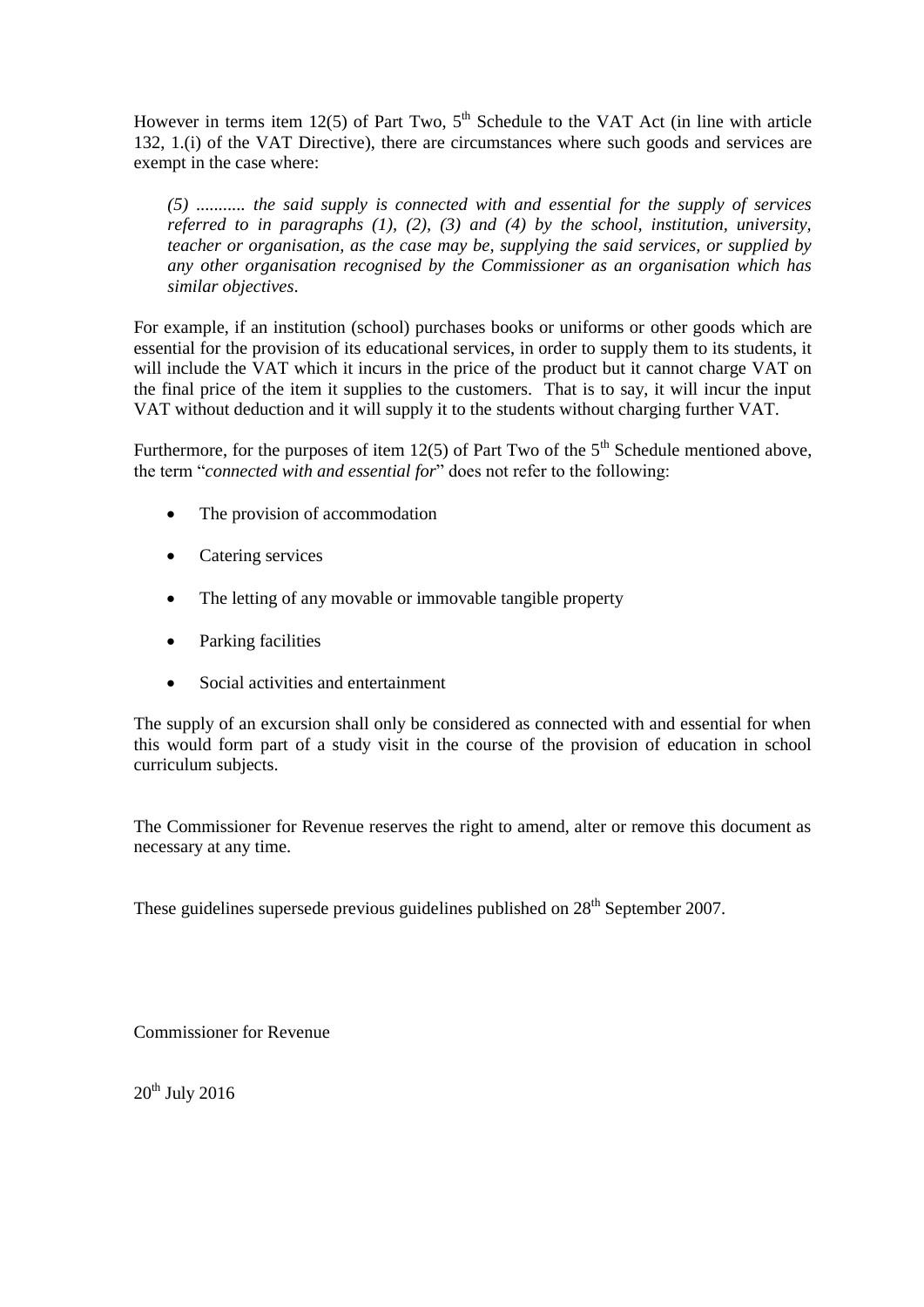However in terms item 12(5) of Part Two, 5th Schedule to the VAT Act (in line with article 132, 1.(i) of the VAT Directive), there are circumstances where such goods and services are exempt in the case where:

> *(5) ........... the said supply is connected with and essential for the supply of services referred to in paragraphs (1), (2), (3) and (4) by the school, institution, university, teacher or organisation, as the case may be, supplying the said services, or supplied by any other organisation recognised by the Commissioner as an organisation which has similar objectives.*

For example, if an institution (school) purchases books or uniforms or other goods which are essential for the provision of its educational services, in order to supply them to its students, it will include the VAT which it incurs in the price of the product but it cannot charge VAT on the final price of the item it supplies to the customers. That is to say, it will incur the input VAT without deduction and it will supply it to the students without charging further VAT.

Furthermore, for the purposes of item 12(5) of Part Two of the 5th Schedule mentioned above, the term "*connected with and essential for*" does not refer to the following:

- The provision of accommodation
- Catering services
- The letting of any movable or immovable tangible property
- Parking facilities
- Social activities and entertainment

The supply of an excursion shall only be considered as connected with and essential for when this would form part of a study visit in the course of the provision of education in school curriculum subjects.

The Commissioner for Revenue reserves the right to amend, alter or remove this document as necessary at any time.

These guidelines supersede previous guidelines published on 28th September 2007.

Commissioner for Revenue

20th July 2016